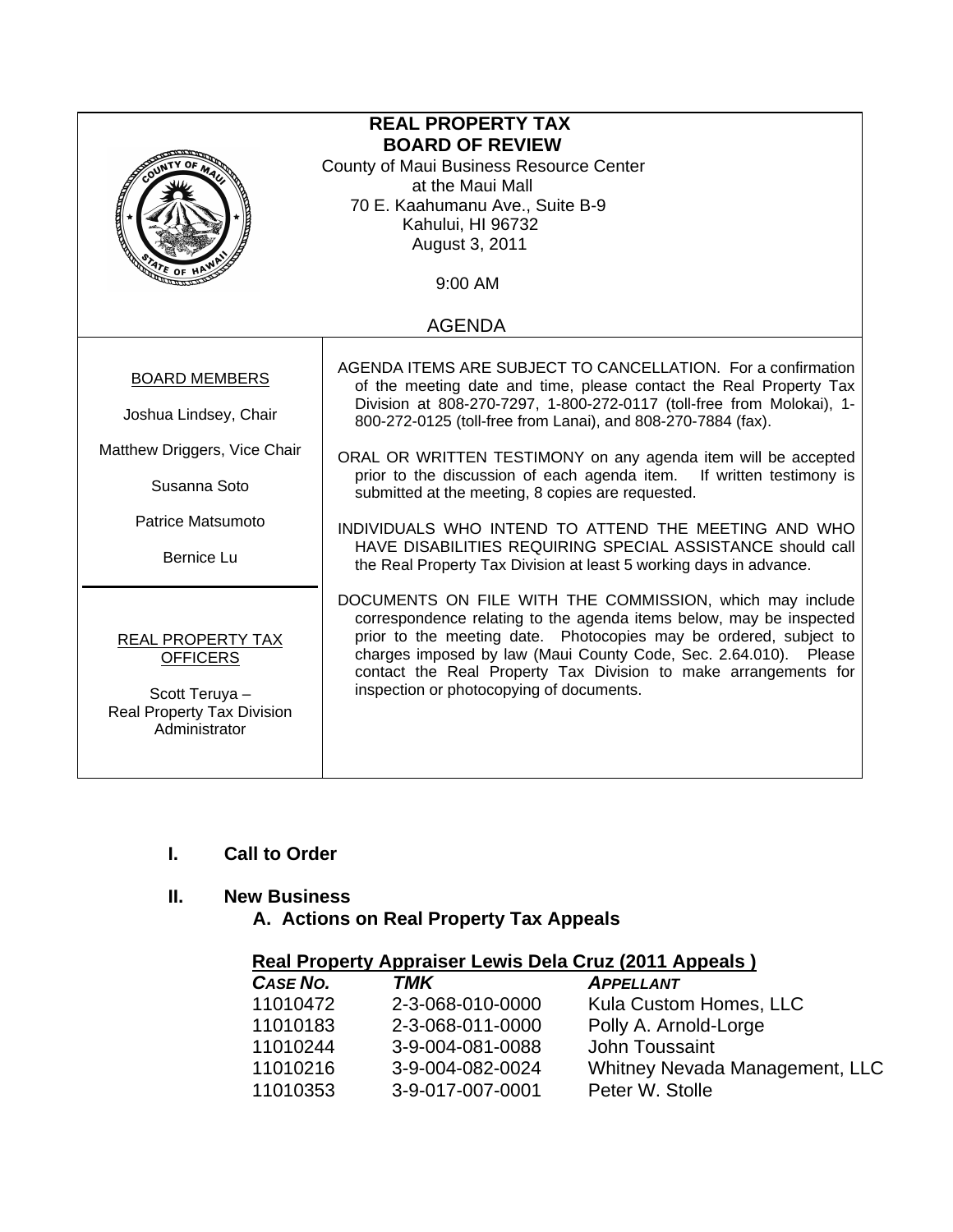# REAL PROPERTY TAX
# BOARD OF REVIEW

County of Maui Business Resource Center
at the Maui Mall
70 E. Kaahumanu Ave., Suite B-9
Kahului, HI 96732
August 3, 2011

9:00 AM

## AGENDA

BOARD MEMBERS

Joshua Lindsey, Chair

Matthew Driggers, Vice Chair

Susanna Soto

Patrice Matsumoto

Bernice Lu

REAL PROPERTY TAX OFFICERS

Scott Teruya –
Real Property Tax Division Administrator

AGENDA ITEMS ARE SUBJECT TO CANCELLATION. For a confirmation of the meeting date and time, please contact the Real Property Tax Division at 808-270-7297, 1-800-272-0117 (toll-free from Molokai), 1-800-272-0125 (toll-free from Lanai), and 808-270-7884 (fax).

ORAL OR WRITTEN TESTIMONY on any agenda item will be accepted prior to the discussion of each agenda item. If written testimony is submitted at the meeting, 8 copies are requested.

INDIVIDUALS WHO INTEND TO ATTEND THE MEETING AND WHO HAVE DISABILITIES REQUIRING SPECIAL ASSISTANCE should call the Real Property Tax Division at least 5 working days in advance.

DOCUMENTS ON FILE WITH THE COMMISSION, which may include correspondence relating to the agenda items below, may be inspected prior to the meeting date. Photocopies may be ordered, subject to charges imposed by law (Maui County Code, Sec. 2.64.010). Please contact the Real Property Tax Division to make arrangements for inspection or photocopying of documents.

**I. Call to Order**

**II. New Business**

**A. Actions on Real Property Tax Appeals**

**Real Property Appraiser Lewis Dela Cruz (2011 Appeals )**

| *CASE NO.* | *TMK* | *APPELLANT* |
|---|---|---|
| 11010472 | 2-3-068-010-0000 | Kula Custom Homes, LLC |
| 11010183 | 2-3-068-011-0000 | Polly A. Arnold-Lorge |
| 11010244 | 3-9-004-081-0088 | John Toussaint |
| 11010216 | 3-9-004-082-0024 | Whitney Nevada Management, LLC |
| 11010353 | 3-9-017-007-0001 | Peter W. Stolle |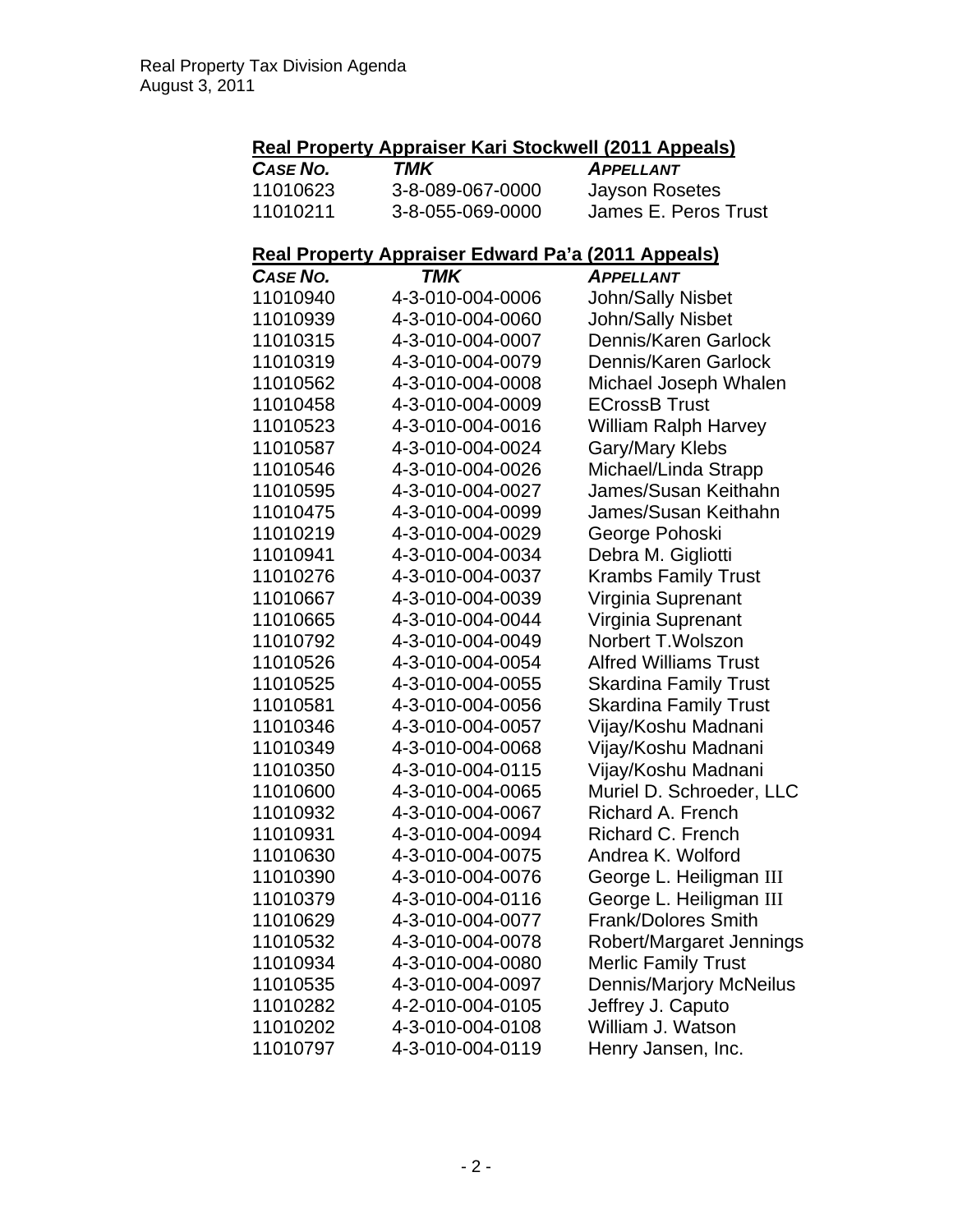Real Property Tax Division Agenda
August 3, 2011

**Real Property Appraiser Kari Stockwell (2011 Appeals)**

| *CASE NO.* | *TMK* | *APPELLANT* |
|---|---|---|
| 11010623 | 3-8-089-067-0000 | Jayson Rosetes |
| 11010211 | 3-8-055-069-0000 | James E. Peros Trust |

**Real Property Appraiser Edward Pa'a (2011 Appeals)**

| *CASE NO.* | *TMK* | *APPELLANT* |
|---|---|---|
| 11010940 | 4-3-010-004-0006 | John/Sally Nisbet |
| 11010939 | 4-3-010-004-0060 | John/Sally Nisbet |
| 11010315 | 4-3-010-004-0007 | Dennis/Karen Garlock |
| 11010319 | 4-3-010-004-0079 | Dennis/Karen Garlock |
| 11010562 | 4-3-010-004-0008 | Michael Joseph Whalen |
| 11010458 | 4-3-010-004-0009 | ECrossB Trust |
| 11010523 | 4-3-010-004-0016 | William Ralph Harvey |
| 11010587 | 4-3-010-004-0024 | Gary/Mary Klebs |
| 11010546 | 4-3-010-004-0026 | Michael/Linda Strapp |
| 11010595 | 4-3-010-004-0027 | James/Susan Keithahn |
| 11010475 | 4-3-010-004-0099 | James/Susan Keithahn |
| 11010219 | 4-3-010-004-0029 | George Pohoski |
| 11010941 | 4-3-010-004-0034 | Debra M. Gigliotti |
| 11010276 | 4-3-010-004-0037 | Krambs Family Trust |
| 11010667 | 4-3-010-004-0039 | Virginia Suprenant |
| 11010665 | 4-3-010-004-0044 | Virginia Suprenant |
| 11010792 | 4-3-010-004-0049 | Norbert T.Wolszon |
| 11010526 | 4-3-010-004-0054 | Alfred Williams Trust |
| 11010525 | 4-3-010-004-0055 | Skardina Family Trust |
| 11010581 | 4-3-010-004-0056 | Skardina Family Trust |
| 11010346 | 4-3-010-004-0057 | Vijay/Koshu Madnani |
| 11010349 | 4-3-010-004-0068 | Vijay/Koshu Madnani |
| 11010350 | 4-3-010-004-0115 | Vijay/Koshu Madnani |
| 11010600 | 4-3-010-004-0065 | Muriel D. Schroeder, LLC |
| 11010932 | 4-3-010-004-0067 | Richard A. French |
| 11010931 | 4-3-010-004-0094 | Richard C. French |
| 11010630 | 4-3-010-004-0075 | Andrea K. Wolford |
| 11010390 | 4-3-010-004-0076 | George L. Heiligman III |
| 11010379 | 4-3-010-004-0116 | George L. Heiligman III |
| 11010629 | 4-3-010-004-0077 | Frank/Dolores Smith |
| 11010532 | 4-3-010-004-0078 | Robert/Margaret Jennings |
| 11010934 | 4-3-010-004-0080 | Merlic Family Trust |
| 11010535 | 4-3-010-004-0097 | Dennis/Marjory McNeilus |
| 11010282 | 4-2-010-004-0105 | Jeffrey J. Caputo |
| 11010202 | 4-3-010-004-0108 | William J. Watson |
| 11010797 | 4-3-010-004-0119 | Henry Jansen, Inc. |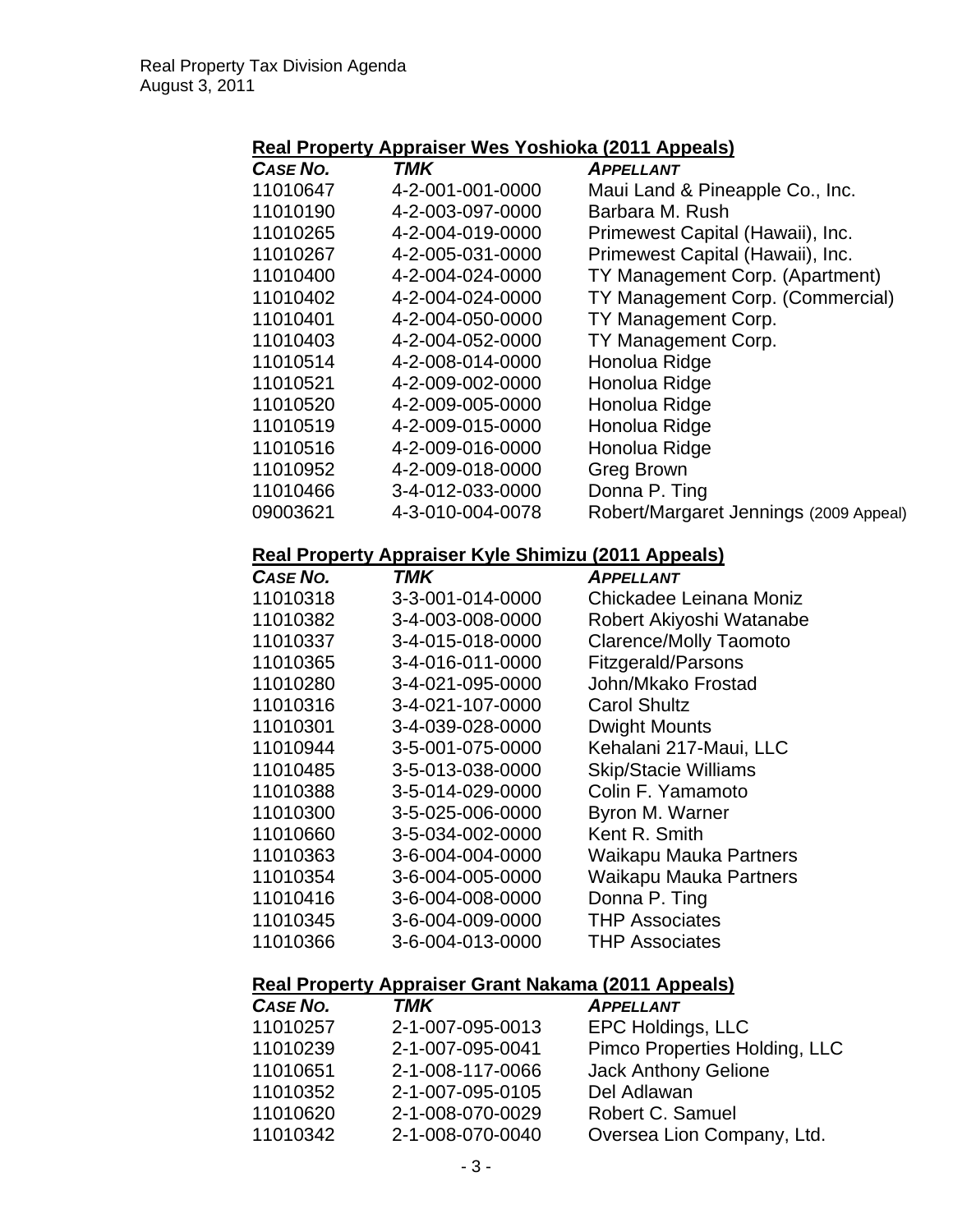### Real Property Appraiser Wes Yoshioka (2011 Appeals)

| *Case No.* | *TMK* | *Appellant* |
| --- | --- | --- |
| 11010647 | 4-2-001-001-0000 | Maui Land & Pineapple Co., Inc. |
| 11010190 | 4-2-003-097-0000 | Barbara M. Rush |
| 11010265 | 4-2-004-019-0000 | Primewest Capital (Hawaii), Inc. |
| 11010267 | 4-2-005-031-0000 | Primewest Capital (Hawaii), Inc. |
| 11010400 | 4-2-004-024-0000 | TY Management Corp. (Apartment) |
| 11010402 | 4-2-004-024-0000 | TY Management Corp. (Commercial) |
| 11010401 | 4-2-004-050-0000 | TY Management Corp. |
| 11010403 | 4-2-004-052-0000 | TY Management Corp. |
| 11010514 | 4-2-008-014-0000 | Honolua Ridge |
| 11010521 | 4-2-009-002-0000 | Honolua Ridge |
| 11010520 | 4-2-009-005-0000 | Honolua Ridge |
| 11010519 | 4-2-009-015-0000 | Honolua Ridge |
| 11010516 | 4-2-009-016-0000 | Honolua Ridge |
| 11010952 | 4-2-009-018-0000 | Greg Brown |
| 11010466 | 3-4-012-033-0000 | Donna P. Ting |
| 09003621 | 4-3-010-004-0078 | Robert/Margaret Jennings (2009 Appeal) |

### Real Property Appraiser Kyle Shimizu (2011 Appeals)

| *Case No.* | *TMK* | *Appellant* |
| --- | --- | --- |
| 11010318 | 3-3-001-014-0000 | Chickadee Leinana Moniz |
| 11010382 | 3-4-003-008-0000 | Robert Akiyoshi Watanabe |
| 11010337 | 3-4-015-018-0000 | Clarence/Molly Taomoto |
| 11010365 | 3-4-016-011-0000 | Fitzgerald/Parsons |
| 11010280 | 3-4-021-095-0000 | John/Mkako Frostad |
| 11010316 | 3-4-021-107-0000 | Carol Shultz |
| 11010301 | 3-4-039-028-0000 | Dwight Mounts |
| 11010944 | 3-5-001-075-0000 | Kehalani 217-Maui, LLC |
| 11010485 | 3-5-013-038-0000 | Skip/Stacie Williams |
| 11010388 | 3-5-014-029-0000 | Colin F. Yamamoto |
| 11010300 | 3-5-025-006-0000 | Byron M. Warner |
| 11010660 | 3-5-034-002-0000 | Kent R. Smith |
| 11010363 | 3-6-004-004-0000 | Waikapu Mauka Partners |
| 11010354 | 3-6-004-005-0000 | Waikapu Mauka Partners |
| 11010416 | 3-6-004-008-0000 | Donna P. Ting |
| 11010345 | 3-6-004-009-0000 | THP Associates |
| 11010366 | 3-6-004-013-0000 | THP Associates |

### Real Property Appraiser Grant Nakama (2011 Appeals)

| *Case No.* | *TMK* | *Appellant* |
| --- | --- | --- |
| 11010257 | 2-1-007-095-0013 | EPC Holdings, LLC |
| 11010239 | 2-1-007-095-0041 | Pimco Properties Holding, LLC |
| 11010651 | 2-1-008-117-0066 | Jack Anthony Gelione |
| 11010352 | 2-1-007-095-0105 | Del Adlawan |
| 11010620 | 2-1-008-070-0029 | Robert C. Samuel |
| 11010342 | 2-1-008-070-0040 | Oversea Lion Company, Ltd. |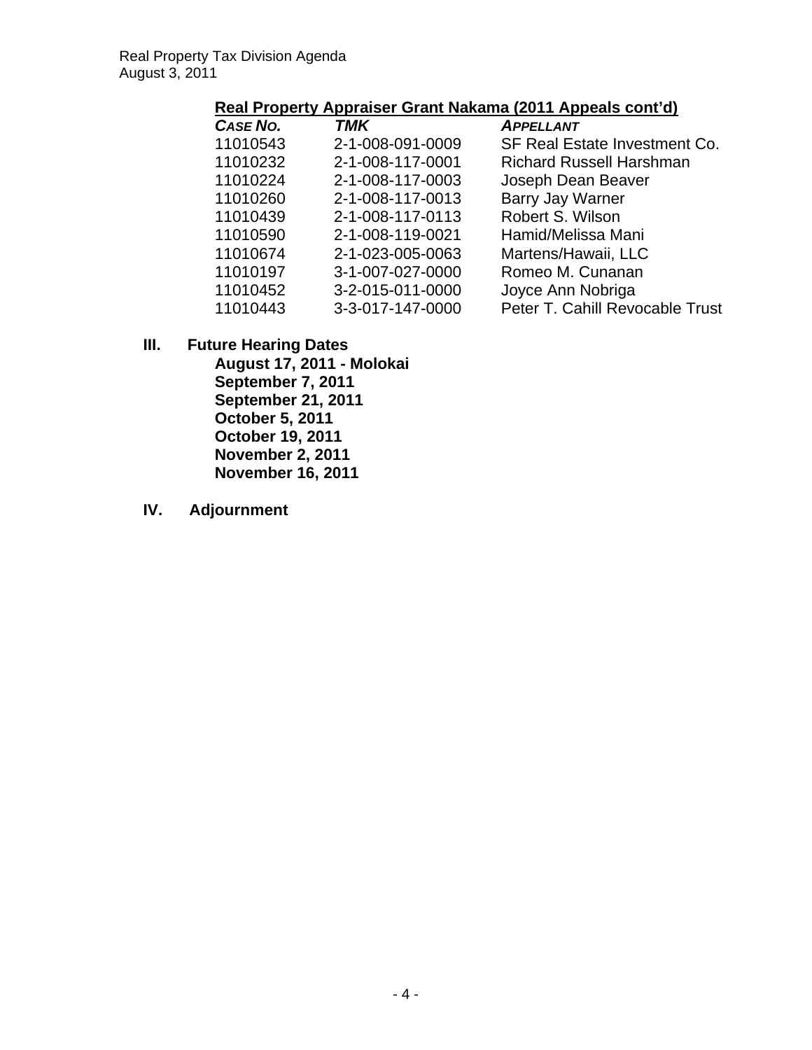**Real Property Appraiser Grant Nakama (2011 Appeals cont'd)**

| ***CASE NO.*** | ***TMK*** | ***APPELLANT*** |
|---|---|---|
| 11010543 | 2-1-008-091-0009 | SF Real Estate Investment Co. |
| 11010232 | 2-1-008-117-0001 | Richard Russell Harshman |
| 11010224 | 2-1-008-117-0003 | Joseph Dean Beaver |
| 11010260 | 2-1-008-117-0013 | Barry Jay Warner |
| 11010439 | 2-1-008-117-0113 | Robert S. Wilson |
| 11010590 | 2-1-008-119-0021 | Hamid/Melissa Mani |
| 11010674 | 2-1-023-005-0063 | Martens/Hawaii, LLC |
| 11010197 | 3-1-007-027-0000 | Romeo M. Cunanan |
| 11010452 | 3-2-015-011-0000 | Joyce Ann Nobriga |
| 11010443 | 3-3-017-147-0000 | Peter T. Cahill Revocable Trust |

**III. Future Hearing Dates**

**August 17, 2011 - Molokai**
**September 7, 2011**
**September 21, 2011**
**October 5, 2011**
**October 19, 2011**
**November 2, 2011**
**November 16, 2011**

**IV. Adjournment**